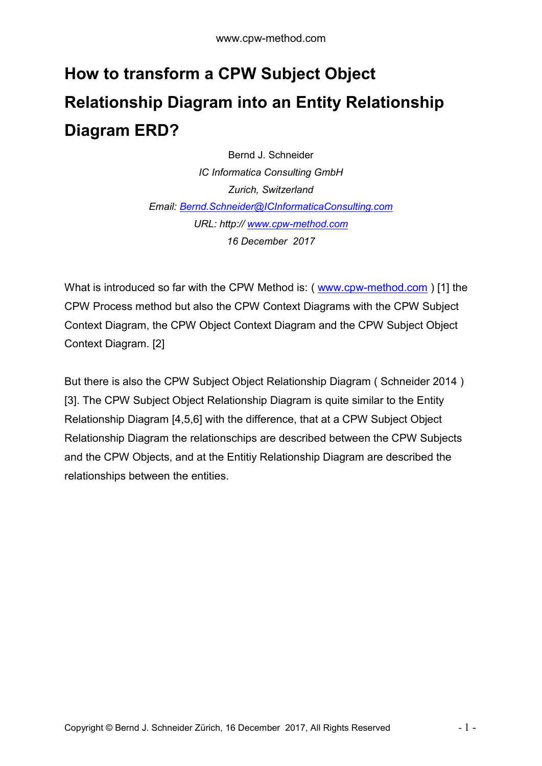# How to transform a CPW Subject Object Relationship Diagram into an Entity Relationship Diagram ERD?

Bernd J. Schneider

*IC Informatica Consulting GmbH*

*Zurich, Switzerland*

*Email: Bernd.Schneider@ICInformaticaConsulting.com*

*URL: http:// www.cpw-method.com*

*16 December 2017*

What is introduced so far with the CPW Method is: ( www.cpw-method.com ) [1] the CPW Process method but also the CPW Context Diagrams with the CPW Subject Context Diagram, the CPW Object Context Diagram and the CPW Subject Object Context Diagram. [2]

But there is also the CPW Subject Object Relationship Diagram ( Schneider 2014 ) [3]. The CPW Subject Object Relationship Diagram is quite similar to the Entity Relationship Diagram [4,5,6] with the difference, that at a CPW Subject Object Relationship Diagram the relationschips are described between the CPW Subjects and the CPW Objects, and at the Entitiy Relationship Diagram are described the relationships between the entities.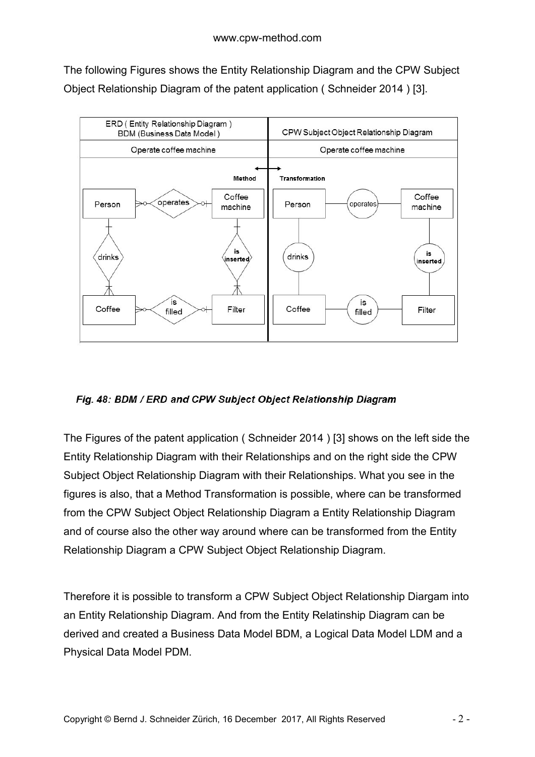The following Figures shows the Entity Relationship Diagram and the CPW Subject Object Relationship Diagram of the patent application ( Schneider 2014 ) [3].

***Fig. 48: BDM / ERD and CPW Subject Object Relationship Diagram***

The Figures of the patent application ( Schneider 2014 ) [3] shows on the left side the Entity Relationship Diagram with their Relationships and on the right side the CPW Subject Object Relationship Diagram with their Relationships. What you see in the figures is also, that a Method Transformation is possible, where can be transformed from the CPW Subject Object Relationship Diagram a Entity Relationship Diagram and of course also the other way around where can be transformed from the Entity Relationship Diagram a CPW Subject Object Relationship Diagram.

Therefore it is possible to transform a CPW Subject Object Relationship Diargam into an Entity Relationship Diagram. And from the Entity Relatinship Diagram can be derived and created a Business Data Model BDM, a Logical Data Model LDM and a Physical Data Model PDM.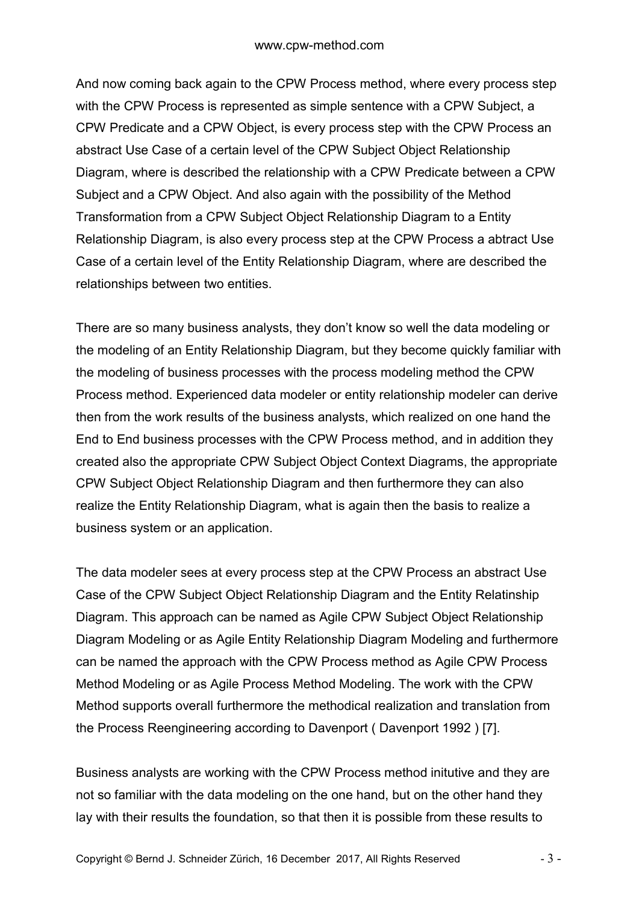And now coming back again to the CPW Process method, where every process step with the CPW Process is represented as simple sentence with a CPW Subject, a CPW Predicate and a CPW Object, is every process step with the CPW Process an abstract Use Case of a certain level of the CPW Subject Object Relationship Diagram, where is described the relationship with a CPW Predicate between a CPW Subject and a CPW Object. And also again with the possibility of the Method Transformation from a CPW Subject Object Relationship Diagram to a Entity Relationship Diagram, is also every process step at the CPW Process a abtract Use Case of a certain level of the Entity Relationship Diagram, where are described the relationships between two entities.

There are so many business analysts, they don't know so well the data modeling or the modeling of an Entity Relationship Diagram, but they become quickly familiar with the modeling of business processes with the process modeling method the CPW Process method. Experienced data modeler or entity relationship modeler can derive then from the work results of the business analysts, which realized on one hand the End to End business processes with the CPW Process method, and in addition they created also the appropriate CPW Subject Object Context Diagrams, the appropriate CPW Subject Object Relationship Diagram and then furthermore they can also realize the Entity Relationship Diagram, what is again then the basis to realize a business system or an application.

The data modeler sees at every process step at the CPW Process an abstract Use Case of the CPW Subject Object Relationship Diagram and the Entity Relatinship Diagram. This approach can be named as Agile CPW Subject Object Relationship Diagram Modeling or as Agile Entity Relationship Diagram Modeling and furthermore can be named the approach with the CPW Process method as Agile CPW Process Method Modeling or as Agile Process Method Modeling. The work with the CPW Method supports overall furthermore the methodical realization and translation from the Process Reengineering according to Davenport ( Davenport 1992 ) [7].

Business analysts are working with the CPW Process method initutive and they are not so familiar with the data modeling on the one hand, but on the other hand they lay with their results the foundation, so that then it is possible from these results to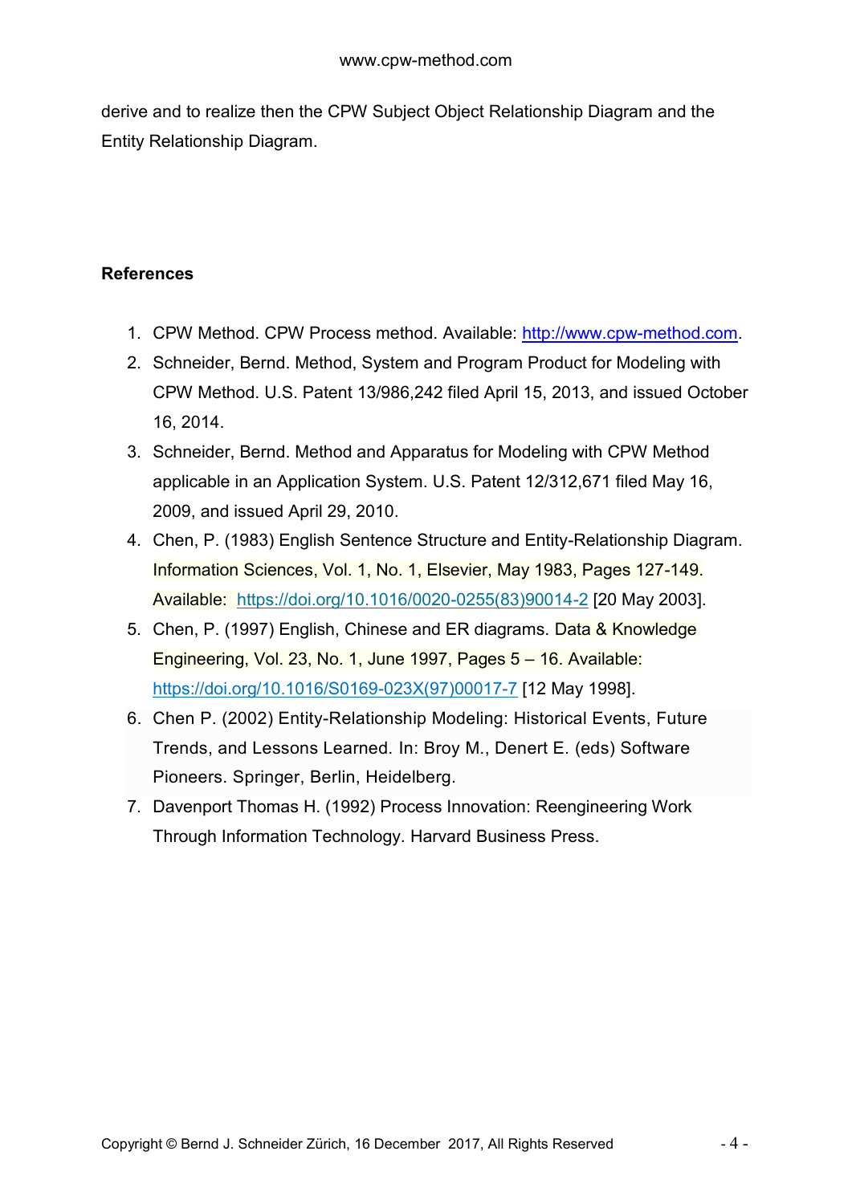derive and to realize then the CPW Subject Object Relationship Diagram and the Entity Relationship Diagram.

**References**

1. CPW Method. CPW Process method. Available: http://www.cpw-method.com.
2. Schneider, Bernd. Method, System and Program Product for Modeling with CPW Method. U.S. Patent 13/986,242 filed April 15, 2013, and issued October 16, 2014.
3. Schneider, Bernd. Method and Apparatus for Modeling with CPW Method applicable in an Application System. U.S. Patent 12/312,671 filed May 16, 2009, and issued April 29, 2010.
4. Chen, P. (1983) English Sentence Structure and Entity-Relationship Diagram. Information Sciences, Vol. 1, No. 1, Elsevier, May 1983, Pages 127-149. Available: https://doi.org/10.1016/0020-0255(83)90014-2 [20 May 2003].
5. Chen, P. (1997) English, Chinese and ER diagrams. Data & Knowledge Engineering, Vol. 23, No. 1, June 1997, Pages 5 – 16. Available: https://doi.org/10.1016/S0169-023X(97)00017-7 [12 May 1998].
6. Chen P. (2002) Entity-Relationship Modeling: Historical Events, Future Trends, and Lessons Learned. In: Broy M., Denert E. (eds) Software Pioneers. Springer, Berlin, Heidelberg.
7. Davenport Thomas H. (1992) Process Innovation: Reengineering Work Through Information Technology. Harvard Business Press.